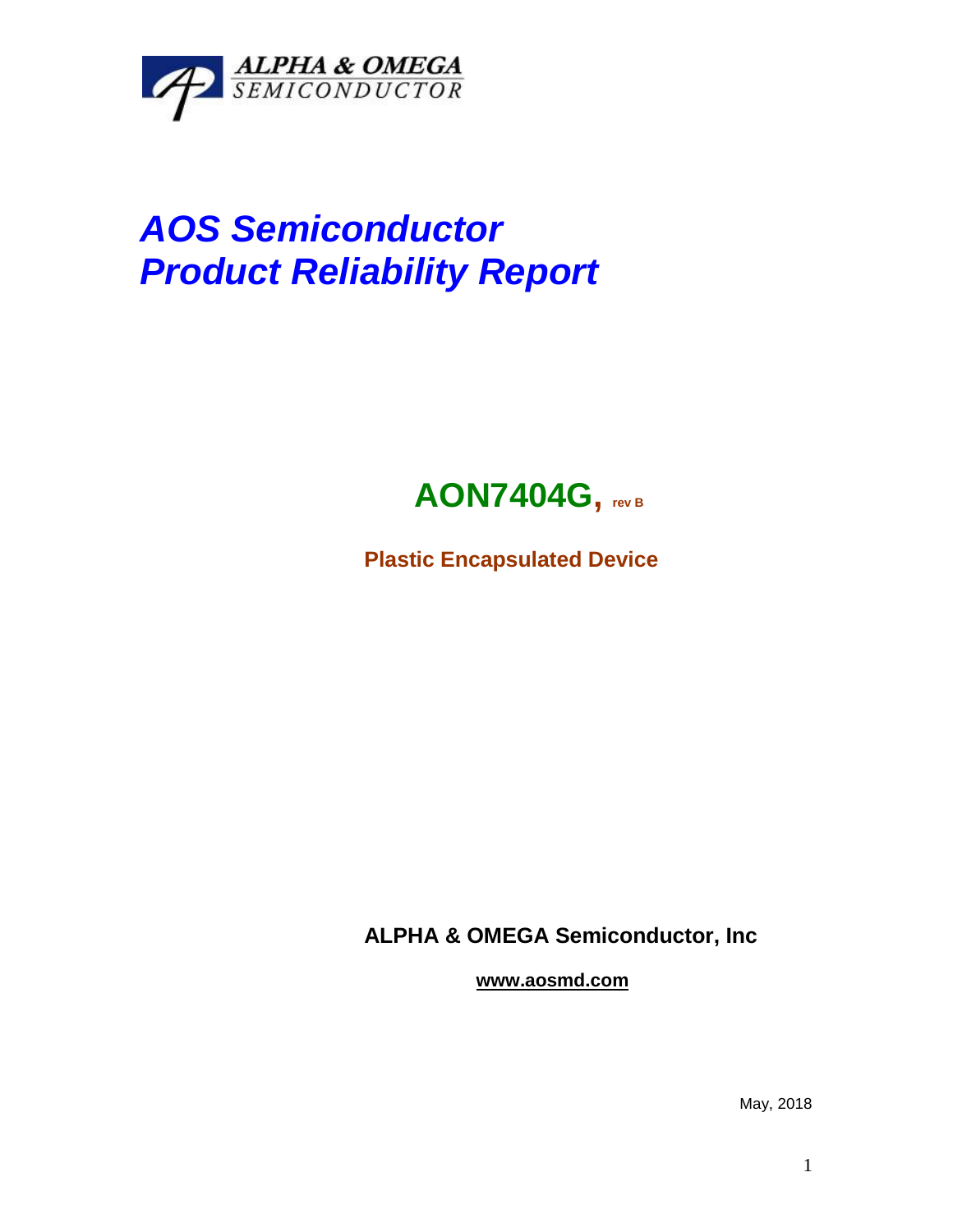ALPHA & OMEGA SEMICONDUCTOR

# *AOS Semiconductor*
# *Product Reliability Report*

## AON7404G, rev B

**Plastic Encapsulated Device**

**ALPHA & OMEGA Semiconductor, Inc**

**www.aosmd.com**

May, 2018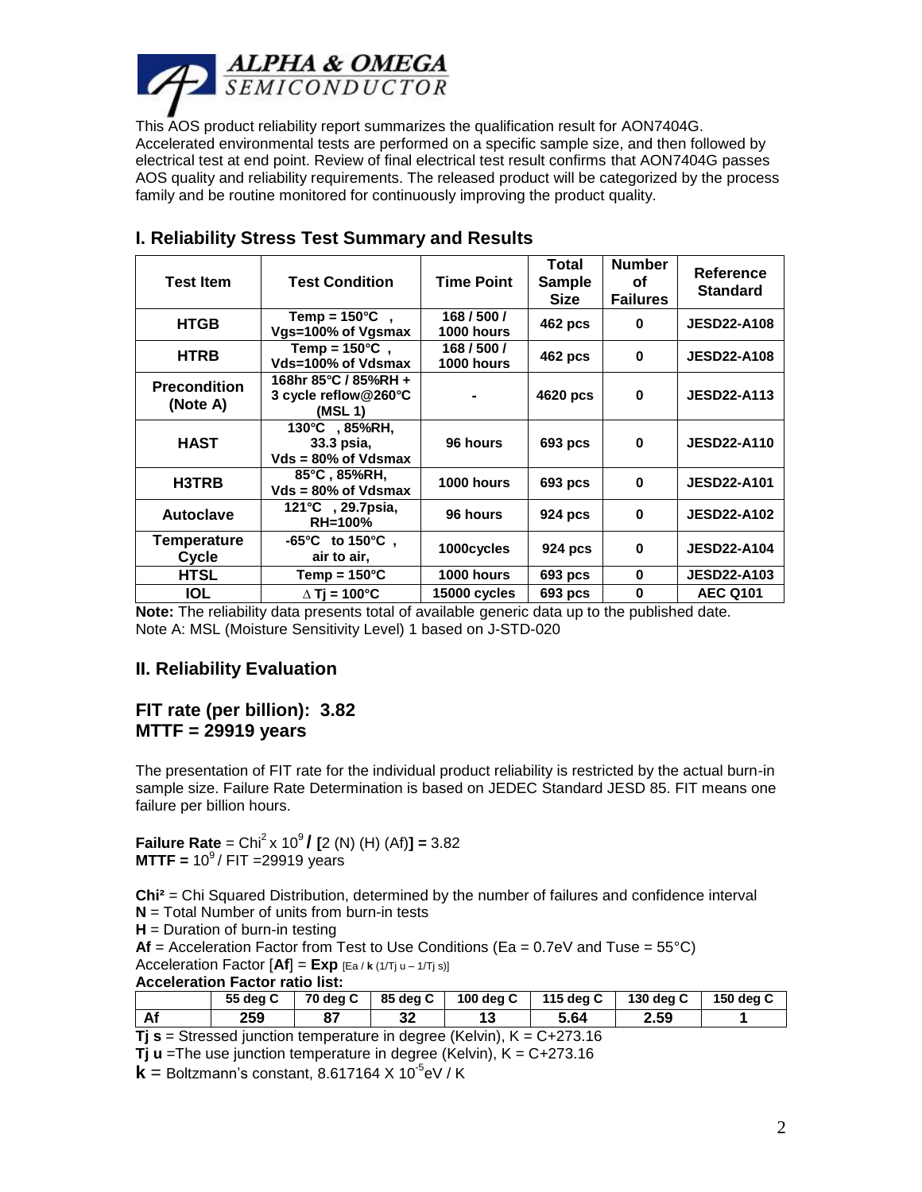ALPHA & OMEGA SEMICONDUCTOR

This AOS product reliability report summarizes the qualification result for AON7404G. Accelerated environmental tests are performed on a specific sample size, and then followed by electrical test at end point. Review of final electrical test result confirms that AON7404G passes AOS quality and reliability requirements. The released product will be categorized by the process family and be routine monitored for continuously improving the product quality.

## I. Reliability Stress Test Summary and Results

| Test Item | Test Condition | Time Point | Total Sample Size | Number of Failures | Reference Standard |
|---|---|---|---|---|---|
| HTGB | Temp = 150°C , Vgs=100% of Vgsmax | 168 / 500 / 1000 hours | 462 pcs | 0 | JESD22-A108 |
| HTRB | Temp = 150°C , Vds=100% of Vdsmax | 168 / 500 / 1000 hours | 462 pcs | 0 | JESD22-A108 |
| Precondition (Note A) | 168hr 85°C / 85%RH + 3 cycle reflow@260°C (MSL 1) | - | 4620 pcs | 0 | JESD22-A113 |
| HAST | 130°C , 85%RH, 33.3 psia, Vds = 80% of Vdsmax | 96 hours | 693 pcs | 0 | JESD22-A110 |
| H3TRB | 85°C , 85%RH, Vds = 80% of Vdsmax | 1000 hours | 693 pcs | 0 | JESD22-A101 |
| Autoclave | 121°C , 29.7psia, RH=100% | 96 hours | 924 pcs | 0 | JESD22-A102 |
| Temperature Cycle | -65°C to 150°C , air to air, | 1000cycles | 924 pcs | 0 | JESD22-A104 |
| HTSL | Temp = 150°C | 1000 hours | 693 pcs | 0 | JESD22-A103 |
| IOL | $\Delta$ Tj = 100°C | 15000 cycles | 693 pcs | 0 | AEC Q101 |

**Note:** The reliability data presents total of available generic data up to the published date.
Note A: MSL (Moisture Sensitivity Level) 1 based on J-STD-020

## II. Reliability Evaluation

### FIT rate (per billion): 3.82
### MTTF = 29919 years

The presentation of FIT rate for the individual product reliability is restricted by the actual burn-in sample size. Failure Rate Determination is based on JEDEC Standard JESD 85. FIT means one failure per billion hours.

**Failure Rate** = $Chi^2 \times 10^9$ **/ [**2 (N) (H) (Af)**] =** 3.82
**MTTF =** $10^9$ / FIT =29919 years

**Chi²** = Chi Squared Distribution, determined by the number of failures and confidence interval
**N** = Total Number of units from burn-in tests
**H** = Duration of burn-in testing
**Af** = Acceleration Factor from Test to Use Conditions (Ea = 0.7eV and Tuse = 55°C)
Acceleration Factor [**Af**] = **Exp** [Ea / **k** (1/Tj u – 1/Tj s)]

**Acceleration Factor ratio list:**

| | 55 deg C | 70 deg C | 85 deg C | 100 deg C | 115 deg C | 130 deg C | 150 deg C |
|---|---|---|---|---|---|---|---|
| Af | 259 | 87 | 32 | 13 | 5.64 | 2.59 | 1 |

**Tj s** = Stressed junction temperature in degree (Kelvin), K = C+273.16
**Tj u** =The use junction temperature in degree (Kelvin), K = C+273.16
**k** = Boltzmann's constant, 8.617164 X $10^{-5}$eV / K